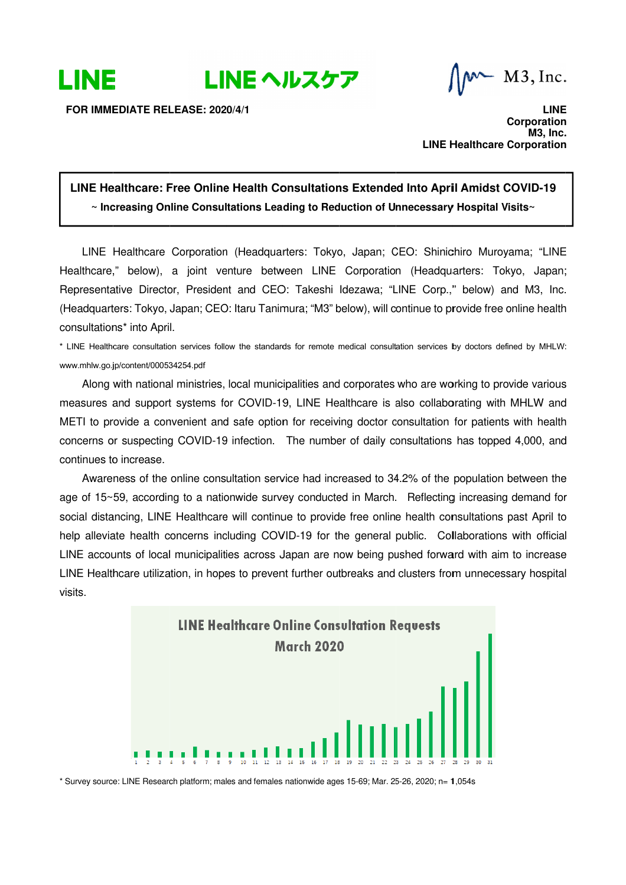LINE　LINE ヘルスケア　M3, Inc.

**FOR IMMEDIATE RELEASE: 2020/4/1**

**LINE Corporation**
**M3, Inc.**
**LINE Healthcare Corporation**

## LINE Healthcare: Free Online Health Consultations Extended Into April Amidst COVID-19

**~ Increasing Online Consultations Leading to Reduction of Unnecessary Hospital Visits~**

LINE Healthcare Corporation (Headquarters: Tokyo, Japan; CEO: Shinichiro Muroyama; "LINE Healthcare," below), a joint venture between LINE Corporation (Headquarters: Tokyo, Japan; Representative Director, President and CEO: Takeshi Idezawa; "LINE Corp.," below) and M3, Inc. (Headquarters: Tokyo, Japan; CEO: Itaru Tanimura; "M3" below), will continue to provide free online health consultations* into April.

* LINE Healthcare consultation services follow the standards for remote medical consultation services by doctors defined by MHLW: www.mhlw.go.jp/content/000534254.pdf

Along with national ministries, local municipalities and corporates who are working to provide various measures and support systems for COVID-19, LINE Healthcare is also collaborating with MHLW and METI to provide a convenient and safe option for receiving doctor consultation for patients with health concerns or suspecting COVID-19 infection. The number of daily consultations has topped 4,000, and continues to increase.

Awareness of the online consultation service had increased to 34.2% of the population between the age of 15~59, according to a nationwide survey conducted in March. Reflecting increasing demand for social distancing, LINE Healthcare will continue to provide free online health consultations past April to help alleviate health concerns including COVID-19 for the general public. Collaborations with official LINE accounts of local municipalities across Japan are now being pushed forward with aim to increase LINE Healthcare utilization, in hopes to prevent further outbreaks and clusters from unnecessary hospital visits.

**LINE Healthcare Online Consultation Requests**
**March 2020**

1 2 3 4 5 6 7 8 9 10 11 12 13 14 15 16 17 18 19 20 21 22 23 24 25 26 27 28 29 30 31

* Survey source: LINE Research platform; males and females nationwide ages 15-69; Mar. 25-26, 2020; n= 1,054s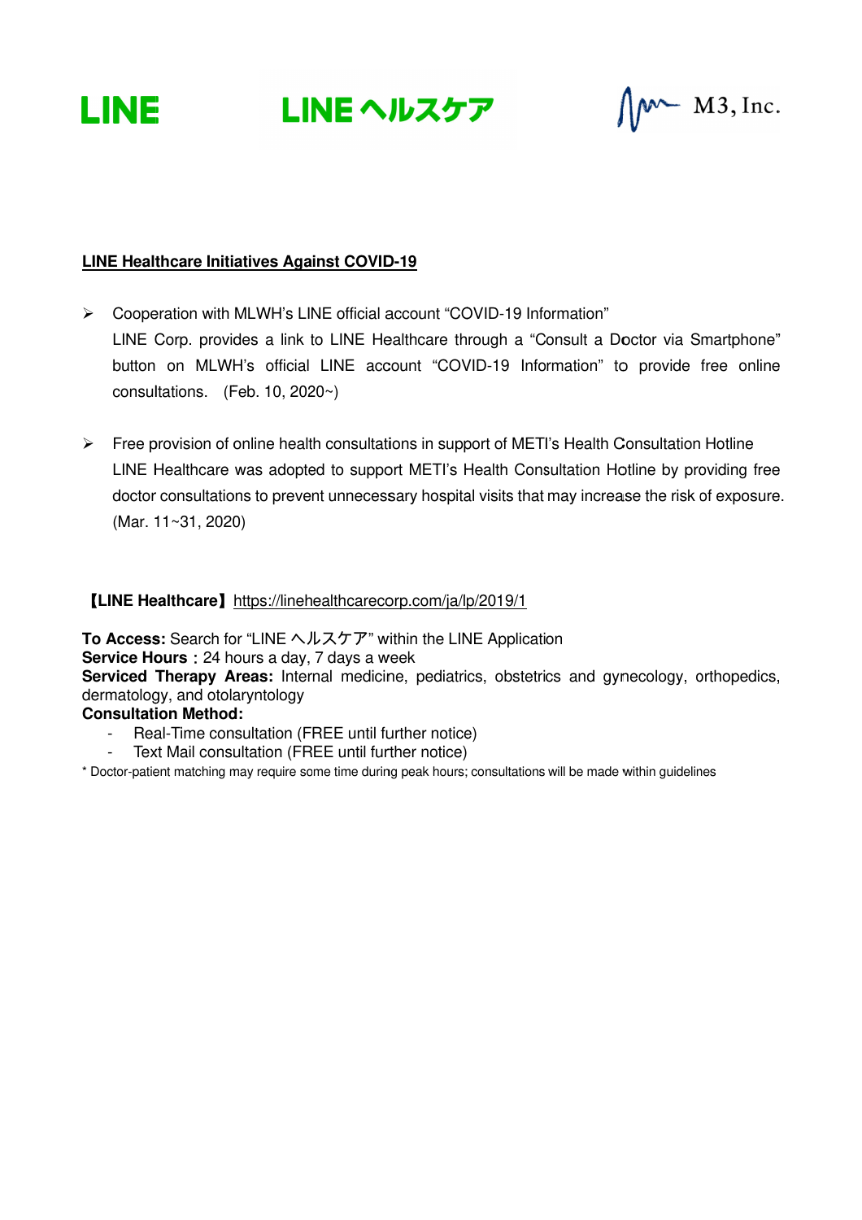LINE　　LINE ヘルスケア　　M3, Inc.

**LINE Healthcare Initiatives Against COVID-19**

- Cooperation with MLWH's LINE official account "COVID-19 Information"
  LINE Corp. provides a link to LINE Healthcare through a "Consult a Doctor via Smartphone" button on MLWH's official LINE account "COVID-19 Information" to provide free online consultations.　(Feb. 10, 2020~)

- Free provision of online health consultations in support of METI's Health Consultation Hotline
  LINE Healthcare was adopted to support METI's Health Consultation Hotline by providing free doctor consultations to prevent unnecessary hospital visits that may increase the risk of exposure. (Mar. 11~31, 2020)

**【LINE Healthcare】** https://linehealthcarecorp.com/ja/lp/2019/1

**To Access:** Search for "LINE ヘルスケア" within the LINE Application
**Service Hours：** 24 hours a day, 7 days a week
**Serviced Therapy Areas:** Internal medicine, pediatrics, obstetrics and gynecology, orthopedics, dermatology, and otolaryntology
**Consultation Method:**

- Real-Time consultation (FREE until further notice)
- Text Mail consultation (FREE until further notice)

* Doctor-patient matching may require some time during peak hours; consultations will be made within guidelines